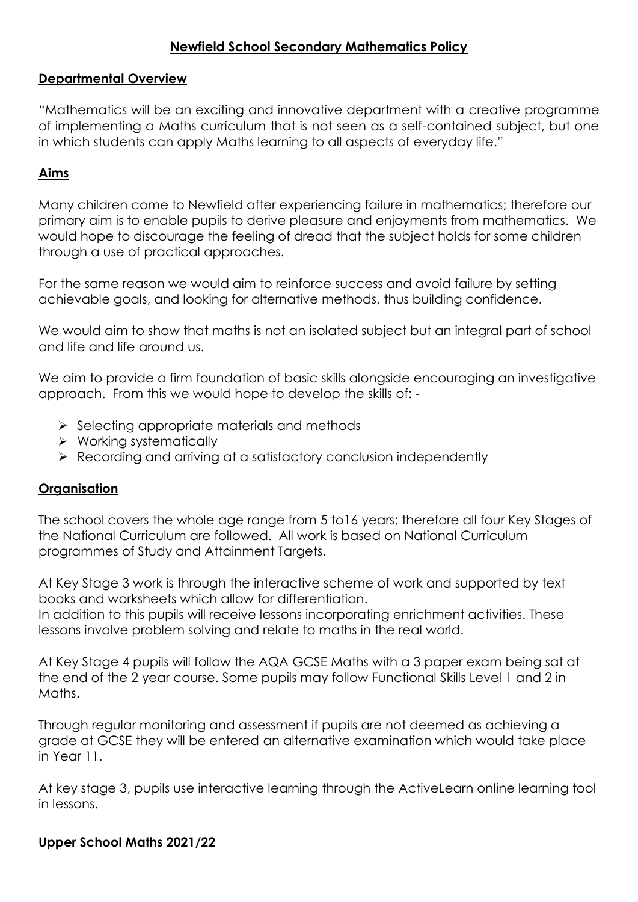# Newfield School Secondary Mathematics Policy

## Departmental Overview

"Mathematics will be an exciting and innovative department with a creative programme of implementing a Maths curriculum that is not seen as a self-contained subject, but one in which students can apply Maths learning to all aspects of everyday life."

## Aims

Many children come to Newfield after experiencing failure in mathematics; therefore our primary aim is to enable pupils to derive pleasure and enjoyments from mathematics. We would hope to discourage the feeling of dread that the subject holds for some children through a use of practical approaches.

For the same reason we would aim to reinforce success and avoid failure by setting achievable goals, and looking for alternative methods, thus building confidence.

We would aim to show that maths is not an isolated subject but an integral part of school and life and life around us.

We aim to provide a firm foundation of basic skills alongside encouraging an investigative approach. From this we would hope to develop the skills of: -

- Selecting appropriate materials and methods
- Working systematically
- Recording and arriving at a satisfactory conclusion independently

## Organisation

The school covers the whole age range from 5 to16 years; therefore all four Key Stages of the National Curriculum are followed. All work is based on National Curriculum programmes of Study and Attainment Targets.

At Key Stage 3 work is through the interactive scheme of work and supported by text books and worksheets which allow for differentiation.
In addition to this pupils will receive lessons incorporating enrichment activities. These lessons involve problem solving and relate to maths in the real world.

At Key Stage 4 pupils will follow the AQA GCSE Maths with a 3 paper exam being sat at the end of the 2 year course. Some pupils may follow Functional Skills Level 1 and 2 in Maths.

Through regular monitoring and assessment if pupils are not deemed as achieving a grade at GCSE they will be entered an alternative examination which would take place in Year 11.

At key stage 3, pupils use interactive learning through the ActiveLearn online learning tool in lessons.

**Upper School Maths 2021/22**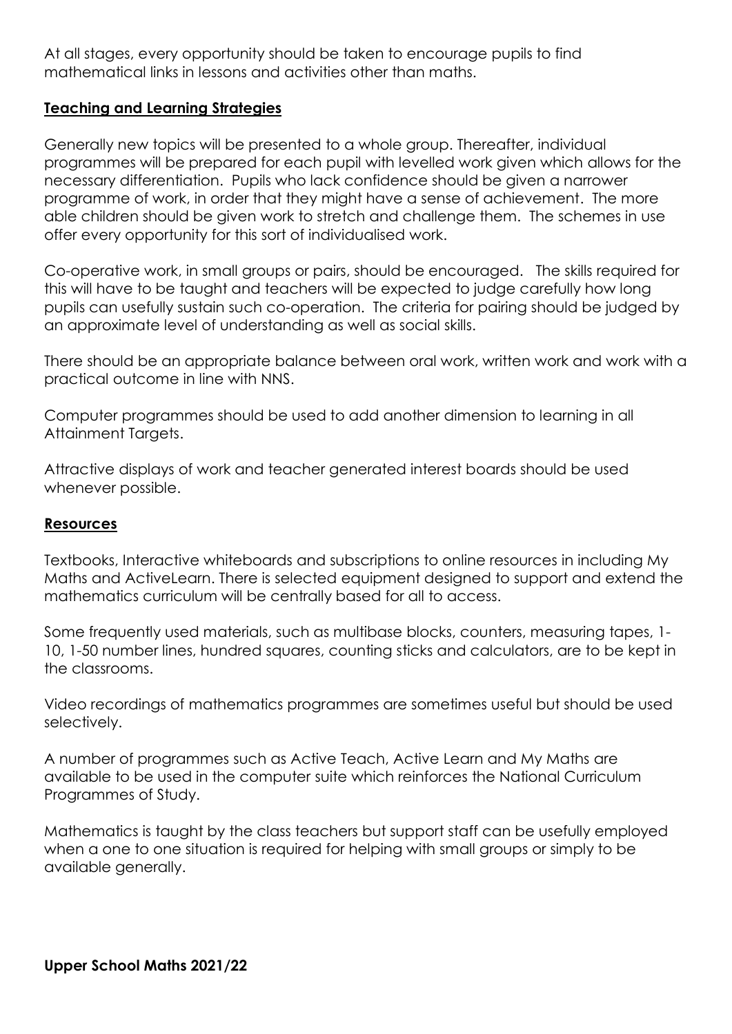At all stages, every opportunity should be taken to encourage pupils to find mathematical links in lessons and activities other than maths.

## Teaching and Learning Strategies

Generally new topics will be presented to a whole group. Thereafter, individual programmes will be prepared for each pupil with levelled work given which allows for the necessary differentiation. Pupils who lack confidence should be given a narrower programme of work, in order that they might have a sense of achievement. The more able children should be given work to stretch and challenge them. The schemes in use offer every opportunity for this sort of individualised work.

Co-operative work, in small groups or pairs, should be encouraged. The skills required for this will have to be taught and teachers will be expected to judge carefully how long pupils can usefully sustain such co-operation. The criteria for pairing should be judged by an approximate level of understanding as well as social skills.

There should be an appropriate balance between oral work, written work and work with a practical outcome in line with NNS.

Computer programmes should be used to add another dimension to learning in all Attainment Targets.

Attractive displays of work and teacher generated interest boards should be used whenever possible.

## Resources

Textbooks, Interactive whiteboards and subscriptions to online resources in including My Maths and ActiveLearn. There is selected equipment designed to support and extend the mathematics curriculum will be centrally based for all to access.

Some frequently used materials, such as multibase blocks, counters, measuring tapes, 1-10, 1-50 number lines, hundred squares, counting sticks and calculators, are to be kept in the classrooms.

Video recordings of mathematics programmes are sometimes useful but should be used selectively.

A number of programmes such as Active Teach, Active Learn and My Maths are available to be used in the computer suite which reinforces the National Curriculum Programmes of Study.

Mathematics is taught by the class teachers but support staff can be usefully employed when a one to one situation is required for helping with small groups or simply to be available generally.

**Upper School Maths 2021/22**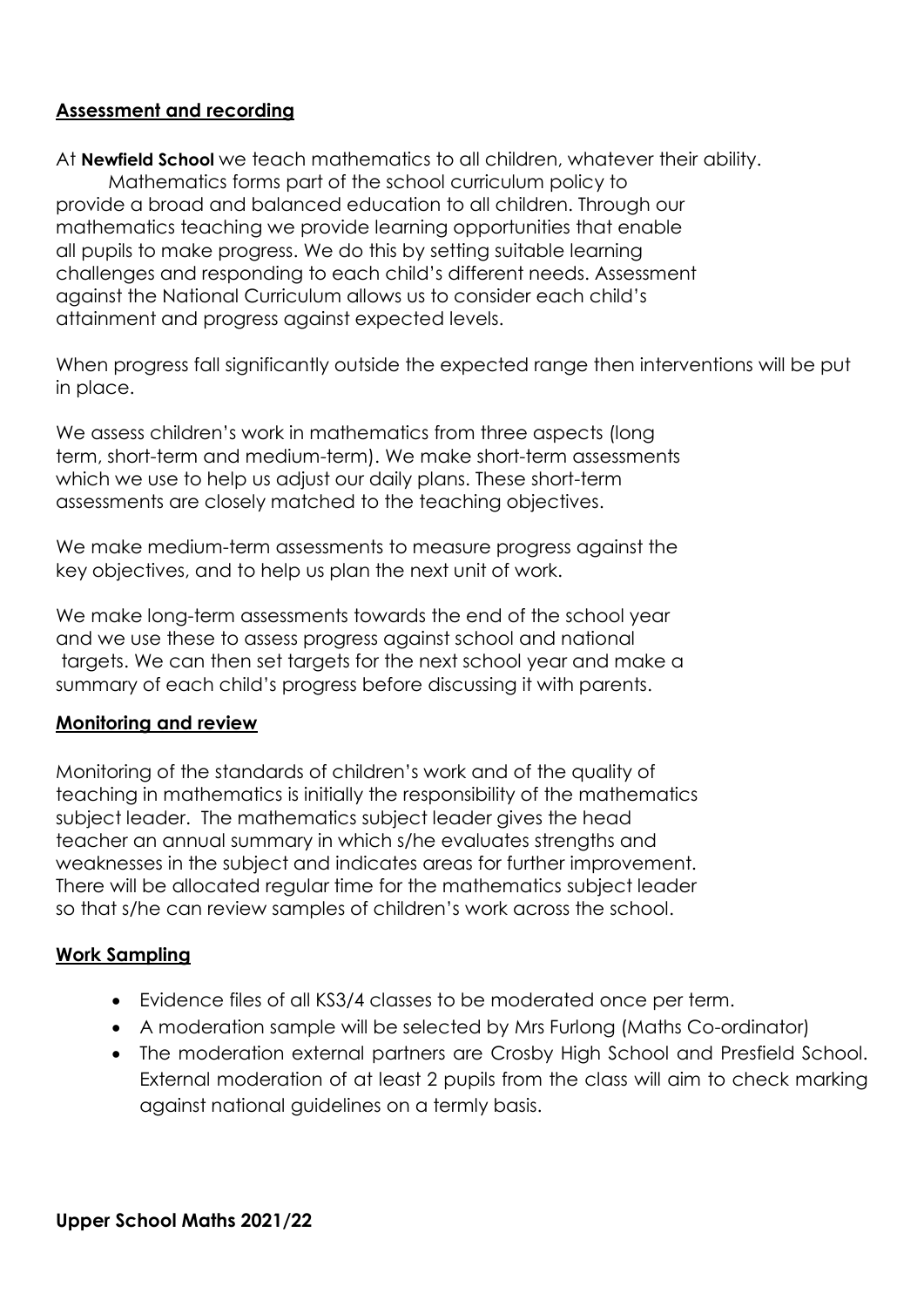## **Assessment and recording**

At **Newfield School** we teach mathematics to all children, whatever their ability. Mathematics forms part of the school curriculum policy to provide a broad and balanced education to all children. Through our mathematics teaching we provide learning opportunities that enable all pupils to make progress. We do this by setting suitable learning challenges and responding to each child's different needs. Assessment against the National Curriculum allows us to consider each child's attainment and progress against expected levels.

When progress fall significantly outside the expected range then interventions will be put in place.

We assess children's work in mathematics from three aspects (long term, short-term and medium-term). We make short-term assessments which we use to help us adjust our daily plans. These short-term assessments are closely matched to the teaching objectives.

We make medium-term assessments to measure progress against the key objectives, and to help us plan the next unit of work.

We make long-term assessments towards the end of the school year and we use these to assess progress against school and national targets. We can then set targets for the next school year and make a summary of each child's progress before discussing it with parents.

## **Monitoring and review**

Monitoring of the standards of children's work and of the quality of teaching in mathematics is initially the responsibility of the mathematics subject leader. The mathematics subject leader gives the head teacher an annual summary in which s/he evaluates strengths and weaknesses in the subject and indicates areas for further improvement. There will be allocated regular time for the mathematics subject leader so that s/he can review samples of children's work across the school.

## **Work Sampling**

- Evidence files of all KS3/4 classes to be moderated once per term.
- A moderation sample will be selected by Mrs Furlong (Maths Co-ordinator)
- The moderation external partners are Crosby High School and Presfield School. External moderation of at least 2 pupils from the class will aim to check marking against national guidelines on a termly basis.

**Upper School Maths 2021/22**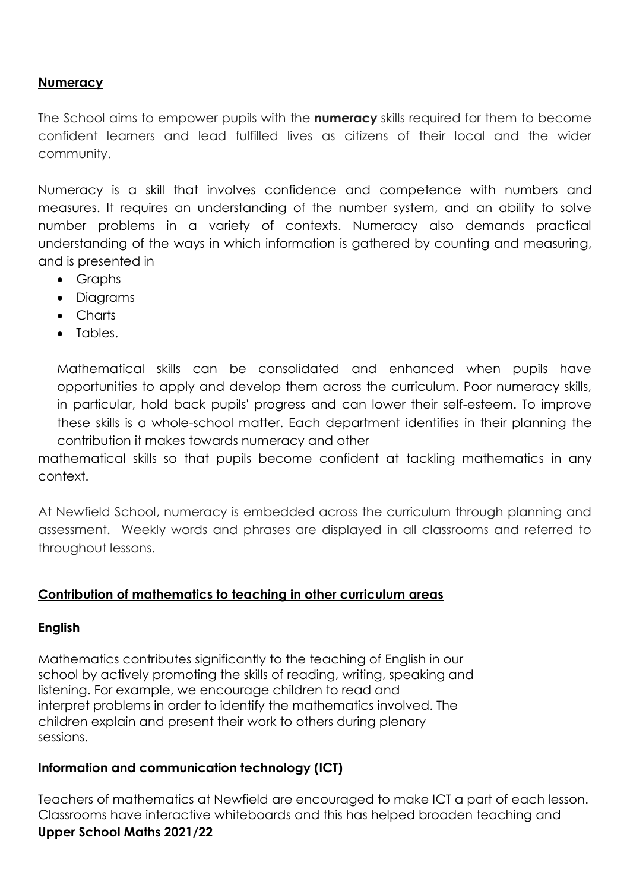## **Numeracy**

The School aims to empower pupils with the **numeracy** skills required for them to become confident learners and lead fulfilled lives as citizens of their local and the wider community.

Numeracy is a skill that involves confidence and competence with numbers and measures. It requires an understanding of the number system, and an ability to solve number problems in a variety of contexts. Numeracy also demands practical understanding of the ways in which information is gathered by counting and measuring, and is presented in

- Graphs
- Diagrams
- Charts
- Tables.

Mathematical skills can be consolidated and enhanced when pupils have opportunities to apply and develop them across the curriculum. Poor numeracy skills, in particular, hold back pupils' progress and can lower their self-esteem. To improve these skills is a whole-school matter. Each department identifies in their planning the contribution it makes towards numeracy and other mathematical skills so that pupils become confident at tackling mathematics in any context.

At Newfield School, numeracy is embedded across the curriculum through planning and assessment. Weekly words and phrases are displayed in all classrooms and referred to throughout lessons.

## **Contribution of mathematics to teaching in other curriculum areas**

### **English**

Mathematics contributes significantly to the teaching of English in our school by actively promoting the skills of reading, writing, speaking and listening. For example, we encourage children to read and interpret problems in order to identify the mathematics involved. The children explain and present their work to others during plenary sessions.

### **Information and communication technology (ICT)**

Teachers of mathematics at Newfield are encouraged to make ICT a part of each lesson. Classrooms have interactive whiteboards and this has helped broaden teaching and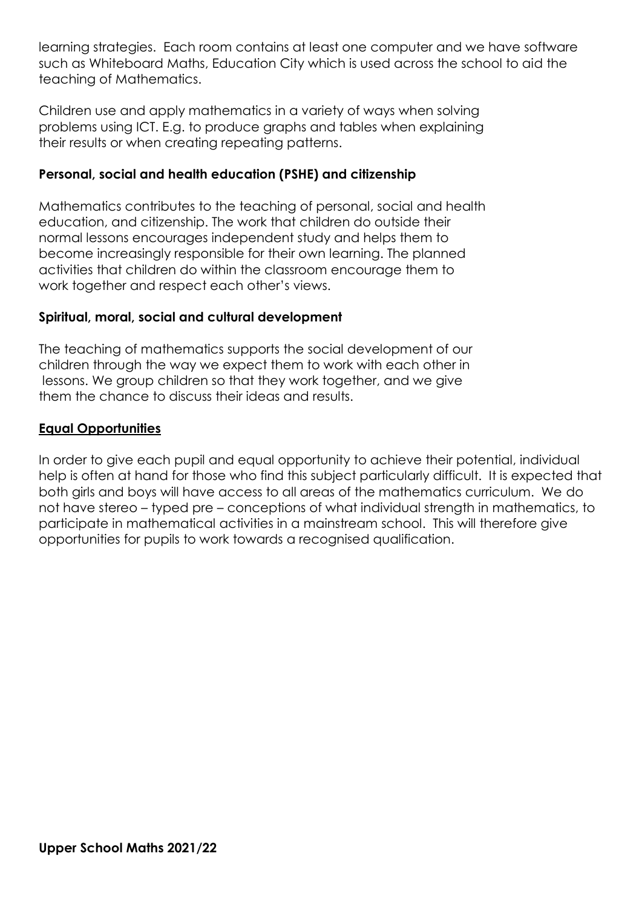learning strategies. Each room contains at least one computer and we have software such as Whiteboard Maths, Education City which is used across the school to aid the teaching of Mathematics.

Children use and apply mathematics in a variety of ways when solving problems using ICT. E.g. to produce graphs and tables when explaining their results or when creating repeating patterns.

**Personal, social and health education (PSHE) and citizenship**

Mathematics contributes to the teaching of personal, social and health education, and citizenship. The work that children do outside their normal lessons encourages independent study and helps them to become increasingly responsible for their own learning. The planned activities that children do within the classroom encourage them to work together and respect each other's views.

**Spiritual, moral, social and cultural development**

The teaching of mathematics supports the social development of our children through the way we expect them to work with each other in lessons. We group children so that they work together, and we give them the chance to discuss their ideas and results.

**Equal Opportunities**

In order to give each pupil and equal opportunity to achieve their potential, individual help is often at hand for those who find this subject particularly difficult. It is expected that both girls and boys will have access to all areas of the mathematics curriculum. We do not have stereo – typed pre – conceptions of what individual strength in mathematics, to participate in mathematical activities in a mainstream school. This will therefore give opportunities for pupils to work towards a recognised qualification.

**Upper School Maths 2021/22**